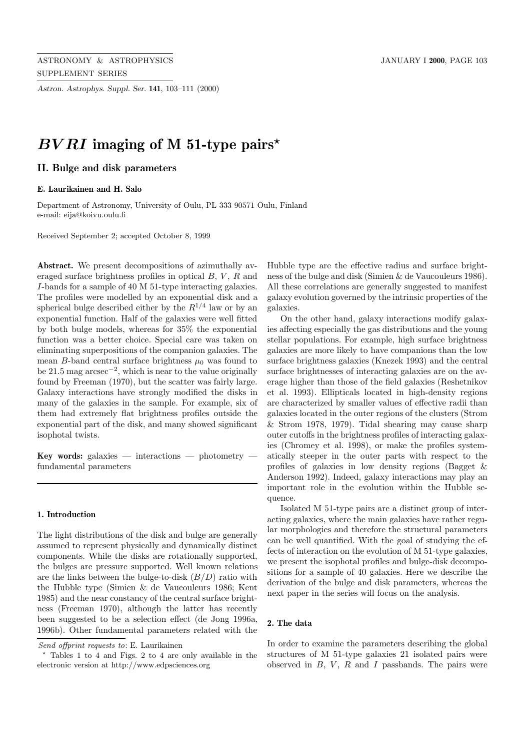# $BVRI$ imaging of M 51-type pairs[⋆]

## II. Bulge and disk parameters

**E. Laurikainen and H. Salo**

Department of Astronomy, University of Oulu, PL 333 90571 Oulu, Finland
e-mail: eija@koivu.oulu.fi

Received September 2; accepted October 8, 1999

**Abstract.** We present decompositions of azimuthally averaged surface brightness profiles in optical $B$, $V$, $R$ and $I$-bands for a sample of 40 M 51-type interacting galaxies. The profiles were modelled by an exponential disk and a spherical bulge described either by the $R^{1/4}$ law or by an exponential function. Half of the galaxies were well fitted by both bulge models, whereas for 35% the exponential function was a better choice. Special care was taken on eliminating superpositions of the companion galaxies. The mean $B$-band central surface brightness $\mu_0$ was found to be 21.5 mag arcsec$^{-2}$, which is near to the value originally found by Freeman (1970), but the scatter was fairly large. Galaxy interactions have strongly modified the disks in many of the galaxies in the sample. For example, six of them had extremely flat brightness profiles outside the exponential part of the disk, and many showed significant isophotal twists.

**Key words:** galaxies — interactions — photometry — fundamental parameters

### 1. Introduction

The light distributions of the disk and bulge are generally assumed to represent physically and dynamically distinct components. While the disks are rotationally supported, the bulges are pressure supported. Well known relations are the links between the bulge-to-disk ($B/D$) ratio with the Hubble type (Simien & de Vaucouleurs 1986; Kent 1985) and the near constancy of the central surface brightness (Freeman 1970), although the latter has recently been suggested to be a selection effect (de Jong 1996a, 1996b). Other fundamental parameters related with the Hubble type are the effective radius and surface brightness of the bulge and disk (Simien & de Vaucouleurs 1986). All these correlations are generally suggested to manifest galaxy evolution governed by the intrinsic properties of the galaxies.

On the other hand, galaxy interactions modify galaxies affecting especially the gas distributions and the young stellar populations. For example, high surface brightness galaxies are more likely to have companions than the low surface brightness galaxies (Knezek 1993) and the central surface brightnesses of interacting galaxies are on the average higher than those of the field galaxies (Reshetnikov et al. 1993). Ellipticals located in high-density regions are characterized by smaller values of effective radii than galaxies located in the outer regions of the clusters (Strom & Strom 1978, 1979). Tidal shearing may cause sharp outer cutoffs in the brightness profiles of interacting galaxies (Chromey et al. 1998), or make the profiles systematically steeper in the outer parts with respect to the profiles of galaxies in low density regions (Bagget & Anderson 1992). Indeed, galaxy interactions may play an important role in the evolution within the Hubble sequence.

Isolated M 51-type pairs are a distinct group of interacting galaxies, where the main galaxies have rather regular morphologies and therefore the structural parameters can be well quantified. With the goal of studying the effects of interaction on the evolution of M 51-type galaxies, we present the isophotal profiles and bulge-disk decompositions for a sample of 40 galaxies. Here we describe the derivation of the bulge and disk parameters, whereas the next paper in the series will focus on the analysis.

### 2. The data

In order to examine the parameters describing the global structures of M 51-type galaxies 21 isolated pairs were observed in $B$, $V$, $R$ and $I$ passbands. The pairs were

---

*Send offprint requests to*: E. Laurikainen

[⋆] Tables 1 to 4 and Figs. 2 to 4 are only available in the electronic version at http://www.edpsciences.org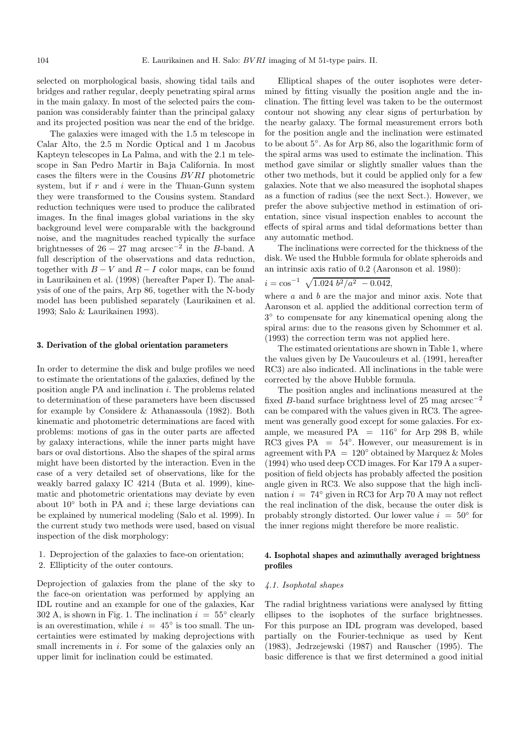selected on morphological basis, showing tidal tails and bridges and rather regular, deeply penetrating spiral arms in the main galaxy. In most of the selected pairs the companion was considerably fainter than the principal galaxy and its projected position was near the end of the bridge.

The galaxies were imaged with the 1.5 m telescope in Calar Alto, the 2.5 m Nordic Optical and 1 m Jacobus Kapteyn telescopes in La Palma, and with the 2.1 m telescope in San Pedro Martir in Baja California. In most cases the filters were in the Cousins $BVRI$ photometric system, but if $r$ and $i$ were in the Thuan-Gunn system they were transformed to the Cousins system. Standard reduction techniques were used to produce the calibrated images. In the final images global variations in the sky background level were comparable with the background noise, and the magnitudes reached typically the surface brightnesses of $26-27$ mag arcsec$^{-2}$ in the $B$-band. A full description of the observations and data reduction, together with $B-V$ and $R-I$ color maps, can be found in Laurikainen et al. (1998) (hereafter Paper I). The analysis of one of the pairs, Arp 86, together with the N-body model has been published separately (Laurikainen et al. 1993; Salo & Laurikainen 1993).

## 3. Derivation of the global orientation parameters

In order to determine the disk and bulge profiles we need to estimate the orientations of the galaxies, defined by the position angle PA and inclination $i$. The problems related to determination of these parameters have been discussed for example by Considere & Athanassoula (1982). Both kinematic and photometric determinations are faced with problems: motions of gas in the outer parts are affected by galaxy interactions, while the inner parts might have bars or oval distortions. Also the shapes of the spiral arms might have been distorted by the interaction. Even in the case of a very detailed set of observations, like for the weakly barred galaxy IC 4214 (Buta et al. 1999), kinematic and photometric orientations may deviate by even about $10^{\circ}$ both in PA and $i$; these large deviations can be explained by numerical modeling (Salo et al. 1999). In the current study two methods were used, based on visual inspection of the disk morphology:

1. Deprojection of the galaxies to face-on orientation;
2. Ellipticity of the outer contours.

Deprojection of galaxies from the plane of the sky to the face-on orientation was performed by applying an IDL routine and an example for one of the galaxies, Kar 302 A, is shown in Fig. 1. The inclination $i = 55^{\circ}$ clearly is an overestimation, while $i = 45^{\circ}$ is too small. The uncertainties were estimated by making deprojections with small increments in $i$. For some of the galaxies only an upper limit for inclination could be estimated.

Elliptical shapes of the outer isophotes were determined by fitting visually the position angle and the inclination. The fitting level was taken to be the outermost contour not showing any clear signs of perturbation by the nearby galaxy. The formal measurement errors both for the position angle and the inclination were estimated to be about $5^{\circ}$. As for Arp 86, also the logarithmic form of the spiral arms was used to estimate the inclination. This method gave similar or slightly smaller values than the other two methods, but it could be applied only for a few galaxies. Note that we also measured the isophotal shapes as a function of radius (see the next Sect.). However, we prefer the above subjective method in estimation of orientation, since visual inspection enables to account the effects of spiral arms and tidal deformations better than any automatic method.

The inclinations were corrected for the thickness of the disk. We used the Hubble formula for oblate spheroids and an intrinsic axis ratio of 0.2 (Aaronson et al. 1980):

$$i = \cos^{-1} \sqrt{1.024\, b^2/a^2 - 0.042},$$

where $a$ and $b$ are the major and minor axis. Note that Aaronson et al. applied the additional correction term of $3^{\circ}$ to compensate for any kinematical opening along the spiral arms: due to the reasons given by Schommer et al. (1993) the correction term was not applied here.

The estimated orientations are shown in Table 1, where the values given by De Vaucouleurs et al. (1991, hereafter RC3) are also indicated. All inclinations in the table were corrected by the above Hubble formula.

The position angles and inclinations measured at the fixed $B$-band surface brightness level of 25 mag arcsec$^{-2}$ can be compared with the values given in RC3. The agreement was generally good except for some galaxies. For example, we measured PA $= 116^{\circ}$ for Arp 298 B, while RC3 gives PA $= 54^{\circ}$. However, our measurement is in agreement with PA $= 120^{\circ}$ obtained by Marquez & Moles (1994) who used deep CCD images. For Kar 179 A a superposition of field objects has probably affected the position angle given in RC3. We also suppose that the high inclination $i = 74^{\circ}$ given in RC3 for Arp 70 A may not reflect the real inclination of the disk, because the outer disk is probably strongly distorted. Our lower value $i = 50^{\circ}$ for the inner regions might therefore be more realistic.

## 4. Isophotal shapes and azimuthally averaged brightness profiles

### 4.1. Isophotal shapes

The radial brightness variations were analysed by fitting ellipses to the isophotes of the surface brightnesses. For this purpose an IDL program was developed, based partially on the Fourier-technique as used by Kent (1983), Jedrzejewski (1987) and Rauscher (1995). The basic difference is that we first determined a good initial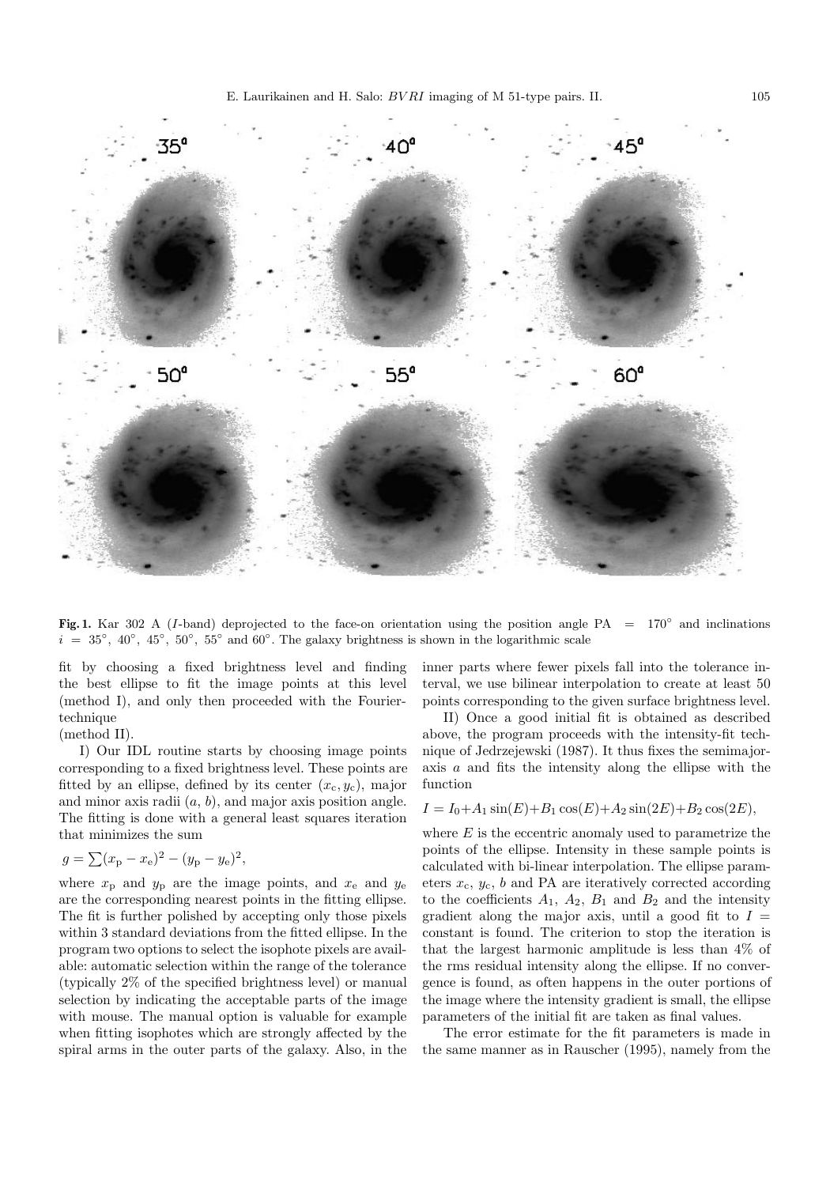**Fig. 1.** Kar 302 A ($I$-band) deprojected to the face-on orientation using the position angle PA = 170° and inclinations $i$ = 35°, 40°, 45°, 50°, 55° and 60°. The galaxy brightness is shown in the logarithmic scale

fit by choosing a fixed brightness level and finding the best ellipse to fit the image points at this level (method I), and only then proceeded with the Fourier-technique (method II).

I) Our IDL routine starts by choosing image points corresponding to a fixed brightness level. These points are fitted by an ellipse, defined by its center $(x_c, y_c)$, major and minor axis radii $(a, b)$, and major axis position angle. The fitting is done with a general least squares iteration that minimizes the sum

$$g = \sum (x_p - x_e)^2 - (y_p - y_e)^2,$$

where $x_p$ and $y_p$ are the image points, and $x_e$ and $y_e$ are the corresponding nearest points in the fitting ellipse. The fit is further polished by accepting only those pixels within 3 standard deviations from the fitted ellipse. In the program two options to select the isophote pixels are available: automatic selection within the range of the tolerance (typically 2% of the specified brightness level) or manual selection by indicating the acceptable parts of the image with mouse. The manual option is valuable for example when fitting isophotes which are strongly affected by the spiral arms in the outer parts of the galaxy. Also, in the inner parts where fewer pixels fall into the tolerance interval, we use bilinear interpolation to create at least 50 points corresponding to the given surface brightness level.

II) Once a good initial fit is obtained as described above, the program proceeds with the intensity-fit technique of Jedrzejewski (1987). It thus fixes the semimajor-axis $a$ and fits the intensity along the ellipse with the function

$$I = I_0 + A_1 \sin(E) + B_1 \cos(E) + A_2 \sin(2E) + B_2 \cos(2E),$$

where $E$ is the eccentric anomaly used to parametrize the points of the ellipse. Intensity in these sample points is calculated with bi-linear interpolation. The ellipse parameters $x_c$, $y_c$, $b$ and PA are iteratively corrected according to the coefficients $A_1$, $A_2$, $B_1$ and $B_2$ and the intensity gradient along the major axis, until a good fit to $I$ = constant is found. The criterion to stop the iteration is that the largest harmonic amplitude is less than 4% of the rms residual intensity along the ellipse. If no convergence is found, as often happens in the outer portions of the image where the intensity gradient is small, the ellipse parameters of the initial fit are taken as final values.

The error estimate for the fit parameters is made in the same manner as in Rauscher (1995), namely from the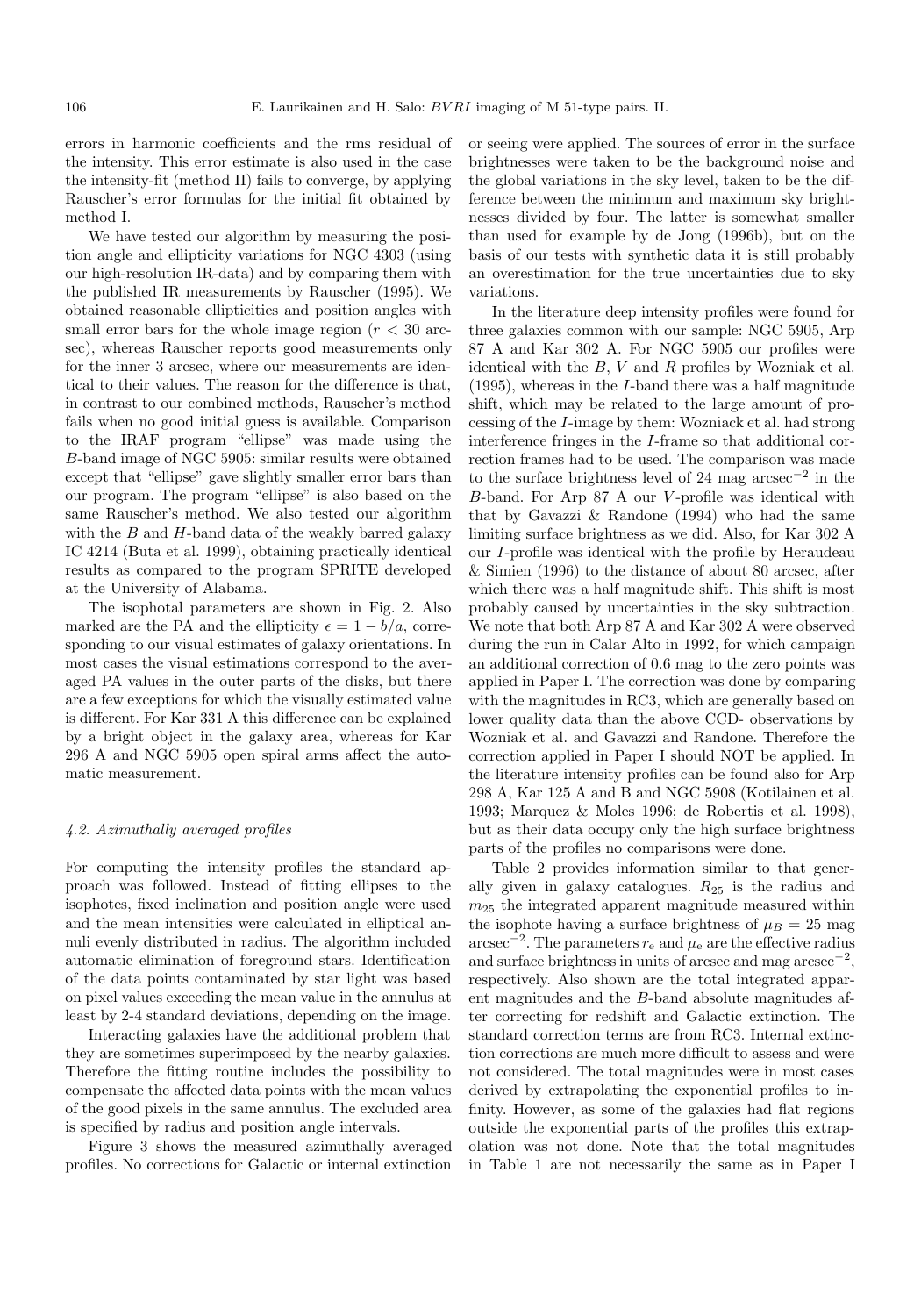errors in harmonic coefficients and the rms residual of the intensity. This error estimate is also used in the case the intensity-fit (method II) fails to converge, by applying Rauscher's error formulas for the initial fit obtained by method I.

We have tested our algorithm by measuring the position angle and ellipticity variations for NGC 4303 (using our high-resolution IR-data) and by comparing them with the published IR measurements by Rauscher (1995). We obtained reasonable ellipticities and position angles with small error bars for the whole image region ($r < 30$ arcsec), whereas Rauscher reports good measurements only for the inner 3 arcsec, where our measurements are identical to their values. The reason for the difference is that, in contrast to our combined methods, Rauscher's method fails when no good initial guess is available. Comparison to the IRAF program "ellipse" was made using the $B$-band image of NGC 5905: similar results were obtained except that "ellipse" gave slightly smaller error bars than our program. The program "ellipse" is also based on the same Rauscher's method. We also tested our algorithm with the $B$ and $H$-band data of the weakly barred galaxy IC 4214 (Buta et al. 1999), obtaining practically identical results as compared to the program SPRITE developed at the University of Alabama.

The isophotal parameters are shown in Fig. 2. Also marked are the PA and the ellipticity $\epsilon = 1 - b/a$, corresponding to our visual estimates of galaxy orientations. In most cases the visual estimations correspond to the averaged PA values in the outer parts of the disks, but there are a few exceptions for which the visually estimated value is different. For Kar 331 A this difference can be explained by a bright object in the galaxy area, whereas for Kar 296 A and NGC 5905 open spiral arms affect the automatic measurement.

### 4.2. Azimuthally averaged profiles

For computing the intensity profiles the standard approach was followed. Instead of fitting ellipses to the isophotes, fixed inclination and position angle were used and the mean intensities were calculated in elliptical annuli evenly distributed in radius. The algorithm included automatic elimination of foreground stars. Identification of the data points contaminated by star light was based on pixel values exceeding the mean value in the annulus at least by 2-4 standard deviations, depending on the image.

Interacting galaxies have the additional problem that they are sometimes superimposed by the nearby galaxies. Therefore the fitting routine includes the possibility to compensate the affected data points with the mean values of the good pixels in the same annulus. The excluded area is specified by radius and position angle intervals.

Figure 3 shows the measured azimuthally averaged profiles. No corrections for Galactic or internal extinction or seeing were applied. The sources of error in the surface brightnesses were taken to be the background noise and the global variations in the sky level, taken to be the difference between the minimum and maximum sky brightnesses divided by four. The latter is somewhat smaller than used for example by de Jong (1996b), but on the basis of our tests with synthetic data it is still probably an overestimation for the true uncertainties due to sky variations.

In the literature deep intensity profiles were found for three galaxies common with our sample: NGC 5905, Arp 87 A and Kar 302 A. For NGC 5905 our profiles were identical with the $B$, $V$ and $R$ profiles by Wozniak et al. (1995), whereas in the $I$-band there was a half magnitude shift, which may be related to the large amount of processing of the $I$-image by them: Wozniack et al. had strong interference fringes in the $I$-frame so that additional correction frames had to be used. The comparison was made to the surface brightness level of 24 mag arcsec$^{-2}$ in the $B$-band. For Arp 87 A our $V$-profile was identical with that by Gavazzi & Randone (1994) who had the same limiting surface brightness as we did. Also, for Kar 302 A our $I$-profile was identical with the profile by Heraudeau & Simien (1996) to the distance of about 80 arcsec, after which there was a half magnitude shift. This shift is most probably caused by uncertainties in the sky subtraction. We note that both Arp 87 A and Kar 302 A were observed during the run in Calar Alto in 1992, for which campaign an additional correction of 0.6 mag to the zero points was applied in Paper I. The correction was done by comparing with the magnitudes in RC3, which are generally based on lower quality data than the above CCD- observations by Wozniak et al. and Gavazzi and Randone. Therefore the correction applied in Paper I should NOT be applied. In the literature intensity profiles can be found also for Arp 298 A, Kar 125 A and B and NGC 5908 (Kotilainen et al. 1993; Marquez & Moles 1996; de Robertis et al. 1998), but as their data occupy only the high surface brightness parts of the profiles no comparisons were done.

Table 2 provides information similar to that generally given in galaxy catalogues. $R_{25}$ is the radius and $m_{25}$ the integrated apparent magnitude measured within the isophote having a surface brightness of $\mu_B = 25$ mag arcsec$^{-2}$. The parameters $r_\mathrm{e}$ and $\mu_\mathrm{e}$ are the effective radius and surface brightness in units of arcsec and mag arcsec$^{-2}$, respectively. Also shown are the total integrated apparent magnitudes and the $B$-band absolute magnitudes after correcting for redshift and Galactic extinction. The standard correction terms are from RC3. Internal extinction corrections are much more difficult to assess and were not considered. The total magnitudes were in most cases derived by extrapolating the exponential profiles to infinity. However, as some of the galaxies had flat regions outside the exponential parts of the profiles this extrapolation was not done. Note that the total magnitudes in Table 1 are not necessarily the same as in Paper I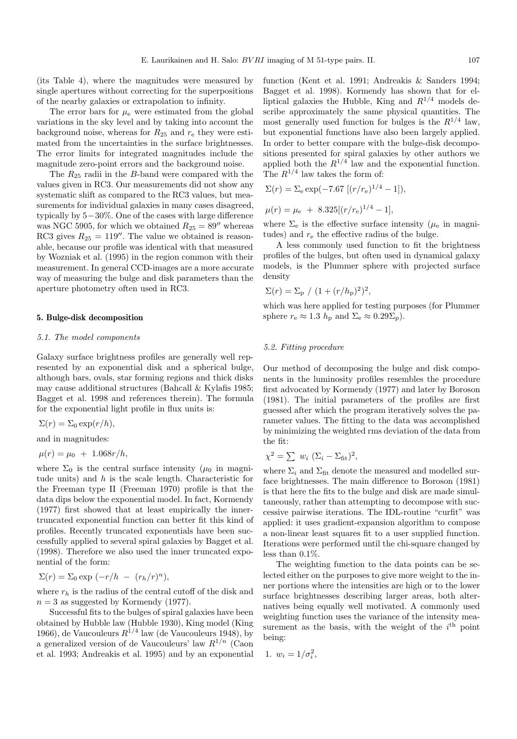(its Table 4), where the magnitudes were measured by single apertures without correcting for the superpositions of the nearby galaxies or extrapolation to infinity.

The error bars for $\mu_e$ were estimated from the global variations in the sky level and by taking into account the background noise, whereas for $R_{25}$ and $r_e$ they were estimated from the uncertainties in the surface brightnesses. The error limits for integrated magnitudes include the magnitude zero-point errors and the background noise.

The $R_{25}$ radii in the $B$-band were compared with the values given in RC3. Our measurements did not show any systematic shift as compared to the RC3 values, but measurements for individual galaxies in many cases disagreed, typically by 5−30%. One of the cases with large difference was NGC 5905, for which we obtained $R_{25} = 89''$ whereas RC3 gives $R_{25} = 119''$. The value we obtained is reasonable, because our profile was identical with that measured by Wozniak et al. (1995) in the region common with their measurement. In general CCD-images are a more accurate way of measuring the bulge and disk parameters than the aperture photometry often used in RC3.

## 5. Bulge-disk decomposition

### *5.1. The model components*

Galaxy surface brightness profiles are generally well represented by an exponential disk and a spherical bulge, although bars, ovals, star forming regions and thick disks may cause additional structures (Bahcall & Kylafis 1985; Bagget et al. 1998 and references therein). The formula for the exponential light profile in flux units is:

$$\Sigma(r) = \Sigma_0 \exp(r/h),$$

and in magnitudes:

$$\mu(r) = \mu_0 \; + \; 1.068 r/h,$$

where $\Sigma_0$ is the central surface intensity ($\mu_0$ in magnitude units) and $h$ is the scale length. Characteristic for the Freeman type II (Freeman 1970) profile is that the data dips below the exponential model. In fact, Kormendy (1977) first showed that at least empirically the inner-truncated exponential function can better fit this kind of profiles. Recently truncated exponentials have been successfully applied to several spiral galaxies by Bagget et al. (1998). Therefore we also used the inner truncated exponential of the form:

$$\Sigma(r) = \Sigma_0 \exp\left(-r/h \; - \; (r_h/r)^n\right),$$

where $r_h$ is the radius of the central cutoff of the disk and $n = 3$ as suggested by Kormendy (1977).

Successful fits to the bulges of spiral galaxies have been obtained by Hubble law (Hubble 1930), King model (King 1966), de Vaucouleurs $R^{1/4}$ law (de Vaucouleurs 1948), by a generalized version of de Vaucouleurs' law $R^{1/n}$ (Caon et al. 1993; Andreakis et al. 1995) and by an exponential function (Kent et al. 1991; Andreakis & Sanders 1994; Bagget et al. 1998). Kormendy has shown that for elliptical galaxies the Hubble, King and $R^{1/4}$ models describe approximately the same physical quantities. The most generally used function for bulges is the $R^{1/4}$ law, but exponential functions have also been largely applied. In order to better compare with the bulge-disk decompositions presented for spiral galaxies by other authors we applied both the $R^{1/4}$ law and the exponential function. The $R^{1/4}$ law takes the form of:

$$\Sigma(r) = \Sigma_e \exp(-7.67 \; [(r/r_e)^{1/4} - 1]),$$

$$\mu(r) = \mu_e \; + \; 8.325[(r/r_e)^{1/4} - 1],$$

where $\Sigma_e$ is the effective surface intensity ($\mu_e$ in magnitudes) and $r_e$ the effective radius of the bulge.

A less commonly used function to fit the brightness profiles of the bulges, but often used in dynamical galaxy models, is the Plummer sphere with projected surface density

$$\Sigma(r) = \Sigma_p \; / \; (1 + (r/h_p)^2)^2,$$

which was here applied for testing purposes (for Plummer sphere $r_e \approx 1.3 \; h_p$ and $\Sigma_e \approx 0.29 \Sigma_p$).

### *5.2. Fitting procedure*

Our method of decomposing the bulge and disk components in the luminosity profiles resembles the procedure first advocated by Kormendy (1977) and later by Boroson (1981). The initial parameters of the profiles are first guessed after which the program iteratively solves the parameter values. The fitting to the data was accomplished by minimizing the weighted rms deviation of the data from the fit:

$$\chi^2 = \sum \; w_i \; (\Sigma_i - \Sigma_{\rm fit})^2,$$

where $\Sigma_i$ and $\Sigma_{\rm fit}$ denote the measured and modelled surface brightnesses. The main difference to Boroson (1981) is that here the fits to the bulge and disk are made simultaneously, rather than attempting to decompose with successive pairwise iterations. The IDL-routine "curfit" was applied: it uses gradient-expansion algorithm to compose a non-linear least squares fit to a user supplied function. Iterations were performed until the chi-square changed by less than 0.1%.

The weighting function to the data points can be selected either on the purposes to give more weight to the inner portions where the intensities are high or to the lower surface brightnesses describing larger areas, both alternatives being equally well motivated. A commonly used weighting function uses the variance of the intensity measurement as the basis, with the weight of the $i^{\rm th}$ point being:

1. $w_i = 1/\sigma_i^2$,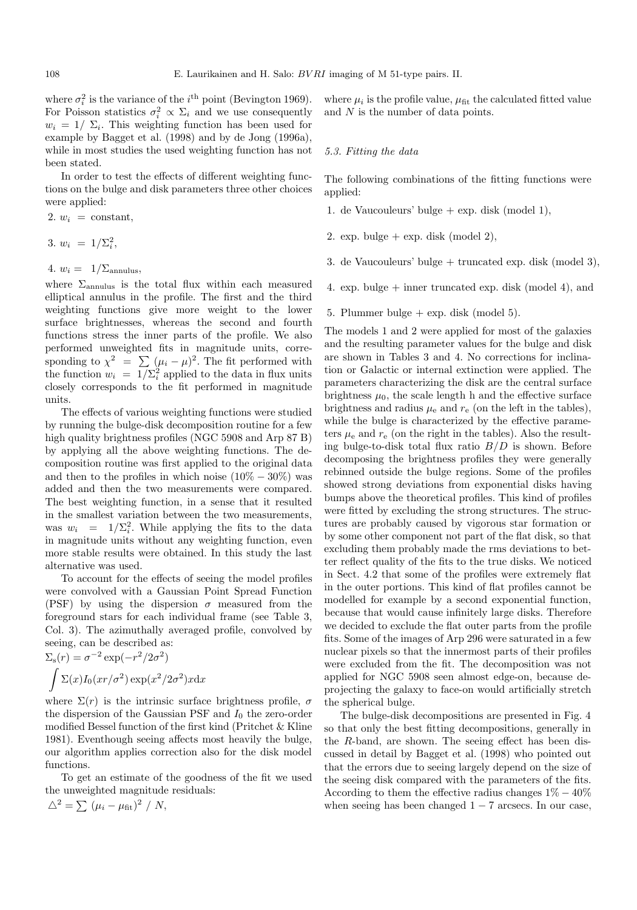where $\sigma_i^2$ is the variance of the $i^{\rm th}$ point (Bevington 1969). For Poisson statistics $\sigma_i^2 \propto \Sigma_i$ and we use consequently $w_i = 1/\ \Sigma_i$. This weighting function has been used for example by Bagget et al. (1998) and by de Jong (1996a), while in most studies the used weighting function has not been stated.

In order to test the effects of different weighting functions on the bulge and disk parameters three other choices were applied:

2. $w_i\ =$ constant,

3. $w_i\ = 1/\Sigma_i^2$,

4. $w_i =\ \ 1/\Sigma_{\rm annulus}$,

where $\Sigma_{\rm annulus}$ is the total flux within each measured elliptical annulus in the profile. The first and the third weighting functions give more weight to the lower surface brightnesses, whereas the second and fourth functions stress the inner parts of the profile. We also performed unweighted fits in magnitude units, corresponding to $\chi^2\ =\ \sum\ (\mu_i - \mu)^2$. The fit performed with the function $w_i\ =\ 1/\Sigma_i^2$ applied to the data in flux units closely corresponds to the fit performed in magnitude units.

The effects of various weighting functions were studied by running the bulge-disk decomposition routine for a few high quality brightness profiles (NGC 5908 and Arp 87 B) by applying all the above weighting functions. The decomposition routine was first applied to the original data and then to the profiles in which noise ($10\% - 30\%$) was added and then the two measurements were compared. The best weighting function, in a sense that it resulted in the smallest variation between the two measurements, was $w_i\ \ =\ \ 1/\Sigma_i^2$. While applying the fits to the data in magnitude units without any weighting function, even more stable results were obtained. In this study the last alternative was used.

To account for the effects of seeing the model profiles were convolved with a Gaussian Point Spread Function (PSF) by using the dispersion $\sigma$ measured from the foreground stars for each individual frame (see Table 3, Col. 3). The azimuthally averaged profile, convolved by seeing, can be described as:

$$\Sigma_{\rm s}(r) = \sigma^{-2} \exp(-r^2/2\sigma^2)$$

$$\int \Sigma(x) I_0(xr/\sigma^2) \exp(x^2/2\sigma^2) x {\rm d}x$$

where $\Sigma(r)$ is the intrinsic surface brightness profile, $\sigma$ the dispersion of the Gaussian PSF and $I_0$ the zero-order modified Bessel function of the first kind (Pritchet & Kline 1981). Eventhough seeing affects most heavily the bulge, our algorithm applies correction also for the disk model functions.

To get an estimate of the goodness of the fit we used the unweighted magnitude residuals:

$$\triangle^2 = \sum\ (\mu_i - \mu_{\rm fit})^2\ /\ N,$$

where $\mu_i$ is the profile value, $\mu_{\rm fit}$ the calculated fitted value and $N$ is the number of data points.

### *5.3. Fitting the data*

The following combinations of the fitting functions were applied:

1. de Vaucouleurs' bulge + exp. disk (model 1),
2. exp. bulge + exp. disk (model 2),
3. de Vaucouleurs' bulge + truncated exp. disk (model 3),
4. exp. bulge + inner truncated exp. disk (model 4), and
5. Plummer bulge + exp. disk (model 5).

The models 1 and 2 were applied for most of the galaxies and the resulting parameter values for the bulge and disk are shown in Tables 3 and 4. No corrections for inclination or Galactic or internal extinction were applied. The parameters characterizing the disk are the central surface brightness $\mu_0$, the scale length h and the effective surface brightness and radius $\mu_{\rm e}$ and $r_{\rm e}$ (on the left in the tables), while the bulge is characterized by the effective parameters $\mu_{\rm e}$ and $r_{\rm e}$ (on the right in the tables). Also the resulting bulge-to-disk total flux ratio $B/D$ is shown. Before decomposing the brightness profiles they were generally rebinned outside the bulge regions. Some of the profiles showed strong deviations from exponential disks having bumps above the theoretical profiles. This kind of profiles were fitted by excluding the strong structures. The structures are probably caused by vigorous star formation or by some other component not part of the flat disk, so that excluding them probably made the rms deviations to better reflect quality of the fits to the true disks. We noticed in Sect. 4.2 that some of the profiles were extremely flat in the outer portions. This kind of flat profiles cannot be modelled for example by a second exponential function, because that would cause infinitely large disks. Therefore we decided to exclude the flat outer parts from the profile fits. Some of the images of Arp 296 were saturated in a few nuclear pixels so that the innermost parts of their profiles were excluded from the fit. The decomposition was not applied for NGC 5908 seen almost edge-on, because deprojecting the galaxy to face-on would artificially stretch the spherical bulge.

The bulge-disk decompositions are presented in Fig. 4 so that only the best fitting decompositions, generally in the $R$-band, are shown. The seeing effect has been discussed in detail by Bagget et al. (1998) who pointed out that the errors due to seeing largely depend on the size of the seeing disk compared with the parameters of the fits. According to them the effective radius changes $1\% - 40\%$ when seeing has been changed $1 - 7$ arcsecs. In our case,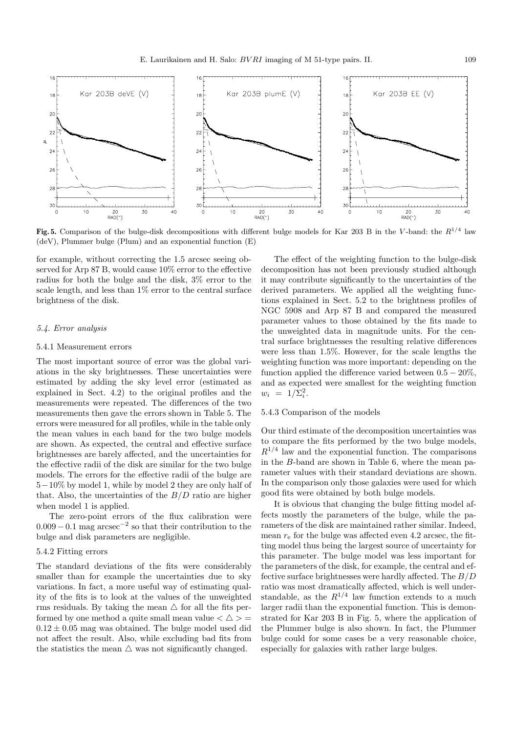**Fig. 5.** Comparison of the bulge-disk decompositions with different bulge models for Kar 203 B in the $V$-band: the $R^{1/4}$ law (deV), Plummer bulge (Plum) and an exponential function (E)

for example, without correcting the 1.5 arcsec seeing observed for Arp 87 B, would cause 10% error to the effective radius for both the bulge and the disk, 3% error to the scale length, and less than 1% error to the central surface brightness of the disk.

### 5.4. Error analysis

#### 5.4.1 Measurement errors

The most important source of error was the global variations in the sky brightnesses. These uncertainties were estimated by adding the sky level error (estimated as explained in Sect. 4.2) to the original profiles and the measurements were repeated. The differences of the two measurements then gave the errors shown in Table 5. The errors were measured for all profiles, while in the table only the mean values in each band for the two bulge models are shown. As expected, the central and effective surface brightnesses are barely affected, and the uncertainties for the effective radii of the disk are similar for the two bulge models. The errors for the effective radii of the bulge are $5-10\%$ by model 1, while by model 2 they are only half of that. Also, the uncertainties of the $B/D$ ratio are higher when model 1 is applied.

The zero-point errors of the flux calibration were $0.009-0.1$ mag arcsec$^{-2}$ so that their contribution to the bulge and disk parameters are negligible.

#### 5.4.2 Fitting errors

The standard deviations of the fits were considerably smaller than for example the uncertainties due to sky variations. In fact, a more useful way of estimating quality of the fits is to look at the values of the unweighted rms residuals. By taking the mean $\triangle$ for all the fits performed by one method a quite small mean value $<\triangle> = 0.12 \pm 0.05$ mag was obtained. The bulge model used did not affect the result. Also, while excluding bad fits from the statistics the mean $\triangle$ was not significantly changed.

The effect of the weighting function to the bulge-disk decomposition has not been previously studied although it may contribute significantly to the uncertainties of the derived parameters. We applied all the weighting functions explained in Sect. 5.2 to the brightness profiles of NGC 5908 and Arp 87 B and compared the measured parameter values to those obtained by the fits made to the unweighted data in magnitude units. For the central surface brightnesses the resulting relative differences were less than 1.5%. However, for the scale lengths the weighting function was more important: depending on the function applied the difference varied between $0.5-20\%$, and as expected were smallest for the weighting function $w_i = 1/\Sigma_i^2$.

#### 5.4.3 Comparison of the models

Our third estimate of the decomposition uncertainties was to compare the fits performed by the two bulge models, $R^{1/4}$ law and the exponential function. The comparisons in the $B$-band are shown in Table 6, where the mean parameter values with their standard deviations are shown. In the comparison only those galaxies were used for which good fits were obtained by both bulge models.

It is obvious that changing the bulge fitting model affects mostly the parameters of the bulge, while the parameters of the disk are maintained rather similar. Indeed, mean $r_e$ for the bulge was affected even 4.2 arcsec, the fitting model thus being the largest source of uncertainty for this parameter. The bulge model was less important for the parameters of the disk, for example, the central and effective surface brightnesses were hardly affected. The $B/D$ ratio was most dramatically affected, which is well understandable, as the $R^{1/4}$ law function extends to a much larger radii than the exponential function. This is demonstrated for Kar 203 B in Fig. 5, where the application of the Plummer bulge is also shown. In fact, the Plummer bulge could for some cases be a very reasonable choice, especially for galaxies with rather large bulges.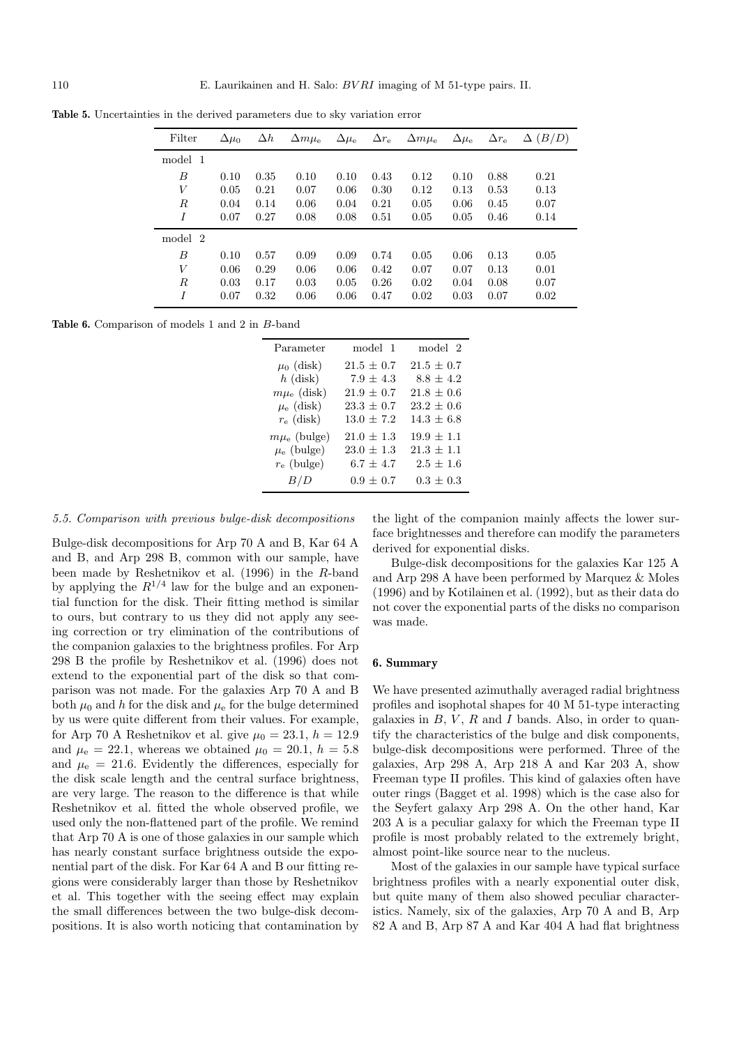**Table 5.** Uncertainties in the derived parameters due to sky variation error

| Filter | $\Delta\mu_0$ | $\Delta h$ | $\Delta m\mu_e$ | $\Delta\mu_e$ | $\Delta r_e$ | $\Delta m\mu_e$ | $\Delta\mu_e$ | $\Delta r_e$ | $\Delta$ $(B/D)$ |
|---|---|---|---|---|---|---|---|---|---|
| model 1 | | | | | | | | | |
| $B$ | 0.10 | 0.35 | 0.10 | 0.10 | 0.43 | 0.12 | 0.10 | 0.88 | 0.21 |
| $V$ | 0.05 | 0.21 | 0.07 | 0.06 | 0.30 | 0.12 | 0.13 | 0.53 | 0.13 |
| $R$ | 0.04 | 0.14 | 0.06 | 0.04 | 0.21 | 0.05 | 0.06 | 0.45 | 0.07 |
| $I$ | 0.07 | 0.27 | 0.08 | 0.08 | 0.51 | 0.05 | 0.05 | 0.46 | 0.14 |
| model 2 | | | | | | | | | |
| $B$ | 0.10 | 0.57 | 0.09 | 0.09 | 0.74 | 0.05 | 0.06 | 0.13 | 0.05 |
| $V$ | 0.06 | 0.29 | 0.06 | 0.06 | 0.42 | 0.07 | 0.07 | 0.13 | 0.01 |
| $R$ | 0.03 | 0.17 | 0.03 | 0.05 | 0.26 | 0.02 | 0.04 | 0.08 | 0.07 |
| $I$ | 0.07 | 0.32 | 0.06 | 0.06 | 0.47 | 0.02 | 0.03 | 0.07 | 0.02 |

**Table 6.** Comparison of models 1 and 2 in $B$-band

| Parameter | model 1 | model 2 |
|---|---|---|
| $\mu_0$ (disk) | $21.5 \pm 0.7$ | $21.5 \pm 0.7$ |
| $h$ (disk) | $7.9 \pm 4.3$ | $8.8 \pm 4.2$ |
| $m\mu_e$ (disk) | $21.9 \pm 0.7$ | $21.8 \pm 0.6$ |
| $\mu_e$ (disk) | $23.3 \pm 0.7$ | $23.2 \pm 0.6$ |
| $r_e$ (disk) | $13.0 \pm 7.2$ | $14.3 \pm 6.8$ |
| $m\mu_e$ (bulge) | $21.0 \pm 1.3$ | $19.9 \pm 1.1$ |
| $\mu_e$ (bulge) | $23.0 \pm 1.3$ | $21.3 \pm 1.1$ |
| $r_e$ (bulge) | $6.7 \pm 4.7$ | $2.5 \pm 1.6$ |
| $B/D$ | $0.9 \pm 0.7$ | $0.3 \pm 0.3$ |

### 5.5. Comparison with previous bulge-disk decompositions

Bulge-disk decompositions for Arp 70 A and B, Kar 64 A and B, and Arp 298 B, common with our sample, have been made by Reshetnikov et al. (1996) in the $R$-band by applying the $R^{1/4}$ law for the bulge and an exponential function for the disk. Their fitting method is similar to ours, but contrary to us they did not apply any seeing correction or try elimination of the contributions of the companion galaxies to the brightness profiles. For Arp 298 B the profile by Reshetnikov et al. (1996) does not extend to the exponential part of the disk so that comparison was not made. For the galaxies Arp 70 A and B both $\mu_0$ and $h$ for the disk and $\mu_e$ for the bulge determined by us were quite different from their values. For example, for Arp 70 A Reshetnikov et al. give $\mu_0 = 23.1$, $h = 12.9$ and $\mu_e = 22.1$, whereas we obtained $\mu_0 = 20.1$, $h = 5.8$ and $\mu_e = 21.6$. Evidently the differences, especially for the disk scale length and the central surface brightness, are very large. The reason to the difference is that while Reshetnikov et al. fitted the whole observed profile, we used only the non-flattened part of the profile. We remind that Arp 70 A is one of those galaxies in our sample which has nearly constant surface brightness outside the exponential part of the disk. For Kar 64 A and B our fitting regions were considerably larger than those by Reshetnikov et al. This together with the seeing effect may explain the small differences between the two bulge-disk decompositions. It is also worth noticing that contamination by the light of the companion mainly affects the lower surface brightnesses and therefore can modify the parameters derived for exponential disks.

Bulge-disk decompositions for the galaxies Kar 125 A and Arp 298 A have been performed by Marquez & Moles (1996) and by Kotilainen et al. (1992), but as their data do not cover the exponential parts of the disks no comparison was made.

## 6. Summary

We have presented azimuthally averaged radial brightness profiles and isophotal shapes for 40 M 51-type interacting galaxies in $B$, $V$, $R$ and $I$ bands. Also, in order to quantify the characteristics of the bulge and disk components, bulge-disk decompositions were performed. Three of the galaxies, Arp 298 A, Arp 218 A and Kar 203 A, show Freeman type II profiles. This kind of galaxies often have outer rings (Bagget et al. 1998) which is the case also for the Seyfert galaxy Arp 298 A. On the other hand, Kar 203 A is a peculiar galaxy for which the Freeman type II profile is most probably related to the extremely bright, almost point-like source near to the nucleus.

Most of the galaxies in our sample have typical surface brightness profiles with a nearly exponential outer disk, but quite many of them also showed peculiar characteristics. Namely, six of the galaxies, Arp 70 A and B, Arp 82 A and B, Arp 87 A and Kar 404 A had flat brightness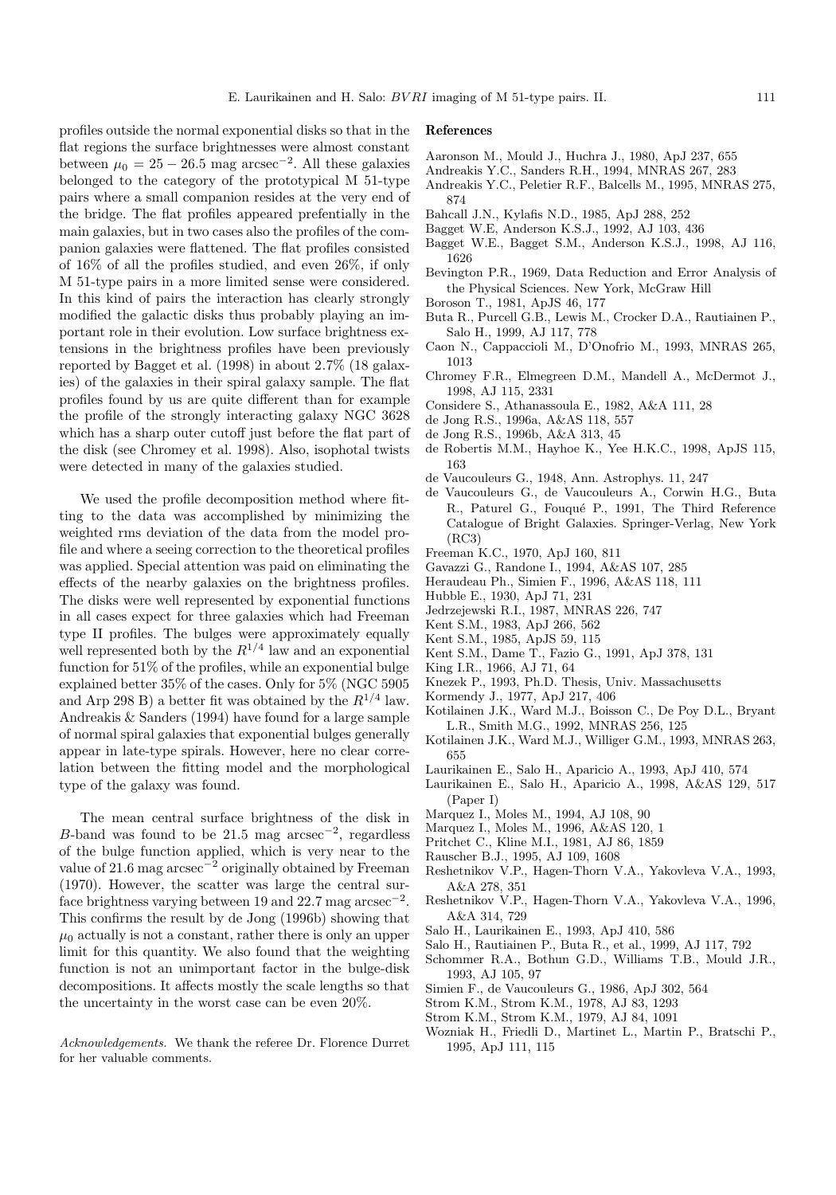profiles outside the normal exponential disks so that in the flat regions the surface brightnesses were almost constant between $\mu_0 = 25 - 26.5$ mag arcsec$^{-2}$. All these galaxies belonged to the category of the prototypical M 51-type pairs where a small companion resides at the very end of the bridge. The flat profiles appeared prefentially in the main galaxies, but in two cases also the profiles of the companion galaxies were flattened. The flat profiles consisted of 16% of all the profiles studied, and even 26%, if only M 51-type pairs in a more limited sense were considered. In this kind of pairs the interaction has clearly strongly modified the galactic disks thus probably playing an important role in their evolution. Low surface brightness extensions in the brightness profiles have been previously reported by Bagget et al. (1998) in about 2.7% (18 galaxies) of the galaxies in their spiral galaxy sample. The flat profiles found by us are quite different than for example the profile of the strongly interacting galaxy NGC 3628 which has a sharp outer cutoff just before the flat part of the disk (see Chromey et al. 1998). Also, isophotal twists were detected in many of the galaxies studied.

We used the profile decomposition method where fitting to the data was accomplished by minimizing the weighted rms deviation of the data from the model profile and where a seeing correction to the theoretical profiles was applied. Special attention was paid on eliminating the effects of the nearby galaxies on the brightness profiles. The disks were well represented by exponential functions in all cases expect for three galaxies which had Freeman type II profiles. The bulges were approximately equally well represented both by the $R^{1/4}$ law and an exponential function for 51% of the profiles, while an exponential bulge explained better 35% of the cases. Only for 5% (NGC 5905 and Arp 298 B) a better fit was obtained by the $R^{1/4}$ law. Andreakis & Sanders (1994) have found for a large sample of normal spiral galaxies that exponential bulges generally appear in late-type spirals. However, here no clear correlation between the fitting model and the morphological type of the galaxy was found.

The mean central surface brightness of the disk in $B$-band was found to be 21.5 mag arcsec$^{-2}$, regardless of the bulge function applied, which is very near to the value of 21.6 mag arcsec$^{-2}$ originally obtained by Freeman (1970). However, the scatter was large the central surface brightness varying between 19 and 22.7 mag arcsec$^{-2}$. This confirms the result by de Jong (1996b) showing that $\mu_0$ actually is not a constant, rather there is only an upper limit for this quantity. We also found that the weighting function is not an unimportant factor in the bulge-disk decompositions. It affects mostly the scale lengths so that the uncertainty in the worst case can be even 20%.

*Acknowledgements.* We thank the referee Dr. Florence Durret for her valuable comments.

## References

Aaronson M., Mould J., Huchra J., 1980, ApJ 237, 655

Andreakis Y.C., Sanders R.H., 1994, MNRAS 267, 283

Andreakis Y.C., Peletier R.F., Balcells M., 1995, MNRAS 275, 874

Bahcall J.N., Kylafis N.D., 1985, ApJ 288, 252

Bagget W.E, Anderson K.S.J., 1992, AJ 103, 436

Bagget W.E., Bagget S.M., Anderson K.S.J., 1998, AJ 116, 1626

Bevington P.R., 1969, Data Reduction and Error Analysis of the Physical Sciences. New York, McGraw Hill

Boroson T., 1981, ApJS 46, 177

Buta R., Purcell G.B., Lewis M., Crocker D.A., Rautiainen P., Salo H., 1999, AJ 117, 778

Caon N., Cappaccioli M., D'Onofrio M., 1993, MNRAS 265, 1013

Chromey F.R., Elmegreen D.M., Mandell A., McDermot J., 1998, AJ 115, 2331

Considere S., Athanassoula E., 1982, A&A 111, 28

de Jong R.S., 1996a, A&AS 118, 557

de Jong R.S., 1996b, A&A 313, 45

de Robertis M.M., Hayhoe K., Yee H.K.C., 1998, ApJS 115, 163

de Vaucouleurs G., 1948, Ann. Astrophys. 11, 247

de Vaucouleurs G., de Vaucouleurs A., Corwin H.G., Buta R., Paturel G., Fouqué P., 1991, The Third Reference Catalogue of Bright Galaxies. Springer-Verlag, New York (RC3)

Freeman K.C., 1970, ApJ 160, 811

Gavazzi G., Randone I., 1994, A&AS 107, 285

Heraudeau Ph., Simien F., 1996, A&AS 118, 111

Hubble E., 1930, ApJ 71, 231

Jedrzejewski R.I., 1987, MNRAS 226, 747

Kent S.M., 1983, ApJ 266, 562

Kent S.M., 1985, ApJS 59, 115

Kent S.M., Dame T., Fazio G., 1991, ApJ 378, 131

King I.R., 1966, AJ 71, 64

Knezek P., 1993, Ph.D. Thesis, Univ. Massachusetts

Kormendy J., 1977, ApJ 217, 406

Kotilainen J.K., Ward M.J., Boisson C., De Poy D.L., Bryant L.R., Smith M.G., 1992, MNRAS 256, 125

Kotilainen J.K., Ward M.J., Williger G.M., 1993, MNRAS 263, 655

Laurikainen E., Salo H., Aparicio A., 1993, ApJ 410, 574

Laurikainen E., Salo H., Aparicio A., 1998, A&AS 129, 517 (Paper I)

Marquez I., Moles M., 1994, AJ 108, 90

Marquez I., Moles M., 1996, A&AS 120, 1

Pritchet C., Kline M.I., 1981, AJ 86, 1859

Rauscher B.J., 1995, AJ 109, 1608

Reshetnikov V.P., Hagen-Thorn V.A., Yakovleva V.A., 1993, A&A 278, 351

Reshetnikov V.P., Hagen-Thorn V.A., Yakovleva V.A., 1996, A&A 314, 729

Salo H., Laurikainen E., 1993, ApJ 410, 586

Salo H., Rautiainen P., Buta R., et al., 1999, AJ 117, 792

Schommer R.A., Bothun G.D., Williams T.B., Mould J.R., 1993, AJ 105, 97

Simien F., de Vaucouleurs G., 1986, ApJ 302, 564

Strom K.M., Strom K.M., 1978, AJ 83, 1293

Strom K.M., Strom K.M., 1979, AJ 84, 1091

Wozniak H., Friedli D., Martinet L., Martin P., Bratschi P., 1995, ApJ 111, 115